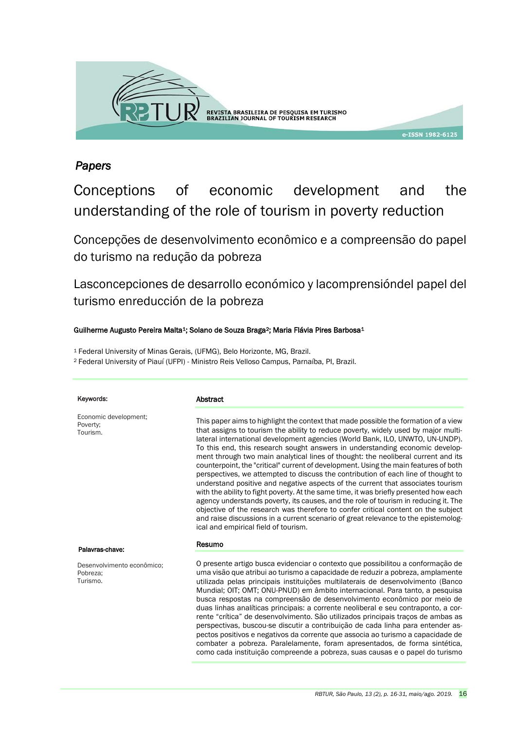*Papers*

# Conceptions of economic development and the understanding of the role of tourism in poverty reduction

## Concepções de desenvolvimento econômico e a compreensão do papel do turismo na redução da pobreza

## Lasconcepciones de desarrollo económico y lacomprensióndel papel del turismo enreducción de la pobreza

**Guilherme Augusto Pereira Malta[1]; Solano de Souza Braga[2]; Maria Flávia Pires Barbosa[1]**

[1] Federal University of Minas Gerais, (UFMG), Belo Horizonte, MG, Brazil.

[2] Federal University of Piauí (UFPI) - Ministro Reis Velloso Campus, Parnaíba, PI, Brazil.

**Keywords:**

Economic development;
Poverty;
Tourism.

**Abstract**

This paper aims to highlight the context that made possible the formation of a view that assigns to tourism the ability to reduce poverty, widely used by major multilateral international development agencies (World Bank, ILO, UNWTO, UN-UNDP). To this end, this research sought answers in understanding economic development through two main analytical lines of thought: the neoliberal current and its counterpoint, the "critical" current of development. Using the main features of both perspectives, we attempted to discuss the contribution of each line of thought to understand positive and negative aspects of the current that associates tourism with the ability to fight poverty. At the same time, it was briefly presented how each agency understands poverty, its causes, and the role of tourism in reducing it. The objective of the research was therefore to confer critical content on the subject and raise discussions in a current scenario of great relevance to the epistemological and empirical field of tourism.

**Palavras-chave:**

Desenvolvimento econômico;
Pobreza;
Turismo.

**Resumo**

O presente artigo busca evidenciar o contexto que possibilitou a conformação de uma visão que atribui ao turismo a capacidade de reduzir a pobreza, amplamente utilizada pelas principais instituições multilaterais de desenvolvimento (Banco Mundial; OIT; OMT; ONU-PNUD) em âmbito internacional. Para tanto, a pesquisa busca respostas na compreensão de desenvolvimento econômico por meio de duas linhas analíticas principais: a corrente neoliberal e seu contraponto, a corrente "crítica" de desenvolvimento. São utilizados principais traços de ambas as perspectivas, buscou-se discutir a contribuição de cada linha para entender aspectos positivos e negativos da corrente que associa ao turismo a capacidade de combater a pobreza. Paralelamente, foram apresentados, de forma sintética, como cada instituição compreende a pobreza, suas causas e o papel do turismo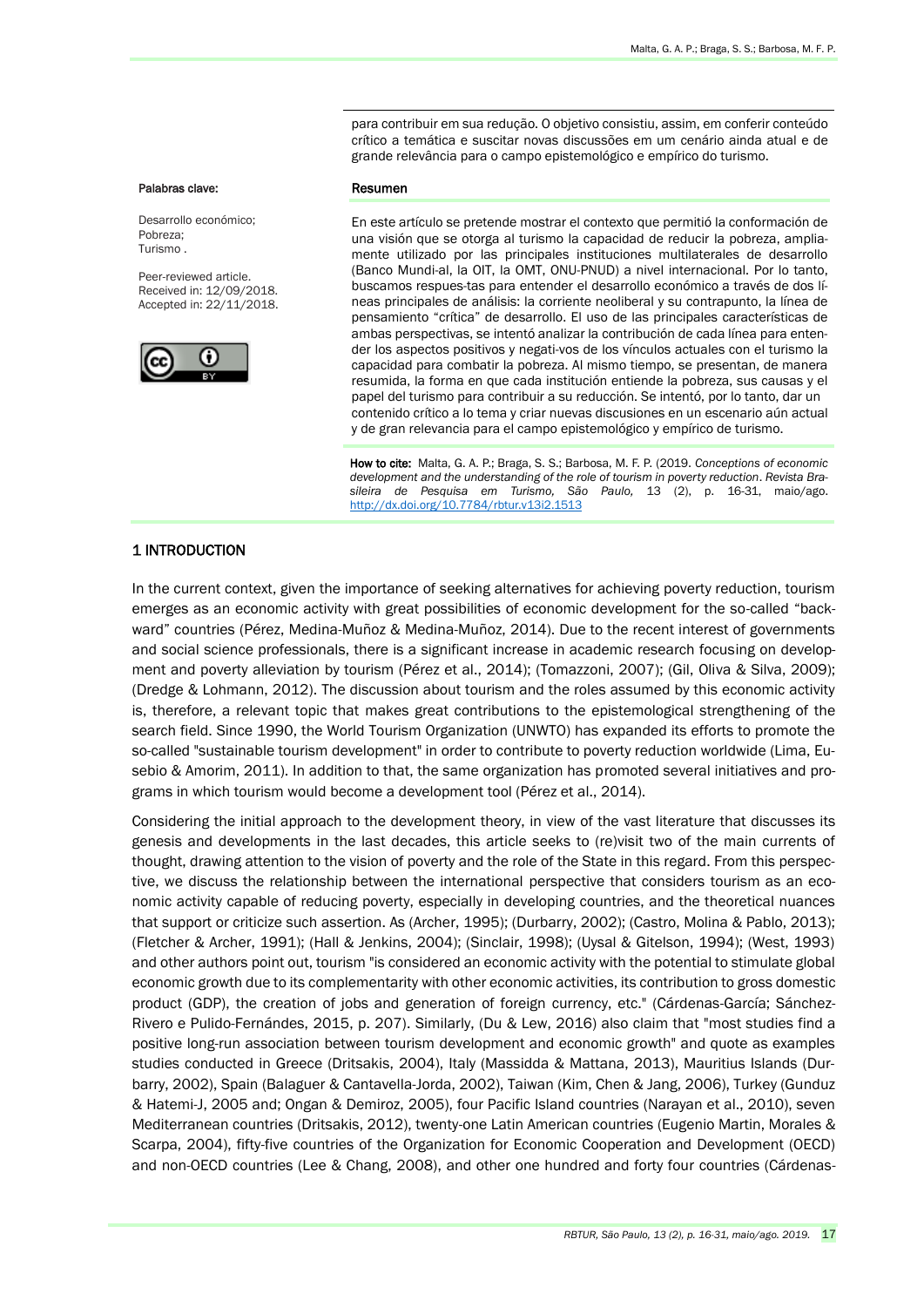para contribuir em sua redução. O objetivo consistiu, assim, em conferir conteúdo crítico a temática e suscitar novas discussões em um cenário ainda atual e de grande relevância para o campo epistemológico e empírico do turismo.

**Palabras clave:**

Desarrollo económico;
Pobreza;
Turismo .

Peer-reviewed article.
Received in: 12/09/2018.
Accepted in: 22/11/2018.

**Resumen**

En este artículo se pretende mostrar el contexto que permitió la conformación de una visión que se otorga al turismo la capacidad de reducir la pobreza, ampliamente utilizado por las principales instituciones multilaterales de desarrollo (Banco Mundi-al, la OIT, la OMT, ONU-PNUD) a nivel internacional. Por lo tanto, buscamos respues-tas para entender el desarrollo económico a través de dos líneas principales de análisis: la corriente neoliberal y su contrapunto, la línea de pensamiento "crítica" de desarrollo. El uso de las principales características de ambas perspectivas, se intentó analizar la contribución de cada línea para entender los aspectos positivos y negati-vos de los vínculos actuales con el turismo la capacidad para combatir la pobreza. Al mismo tiempo, se presentan, de manera resumida, la forma en que cada institución entiende la pobreza, sus causas y el papel del turismo para contribuir a su reducción. Se intentó, por lo tanto, dar un contenido crítico a lo tema y criar nuevas discusiones en un escenario aún actual y de gran relevancia para el campo epistemológico y empírico de turismo.

**How to cite:** Malta, G. A. P.; Braga, S. S.; Barbosa, M. F. P. (2019. *Conceptions of economic development and the understanding of the role of tourism in poverty reduction*. *Revista Brasileira de Pesquisa em Turismo, São Paulo,* 13 (2), p. 16-31, maio/ago. http://dx.doi.org/10.7784/rbtur.v13i2.1513

## 1 INTRODUCTION

In the current context, given the importance of seeking alternatives for achieving poverty reduction, tourism emerges as an economic activity with great possibilities of economic development for the so-called "backward" countries (Pérez, Medina-Muñoz & Medina-Muñoz, 2014). Due to the recent interest of governments and social science professionals, there is a significant increase in academic research focusing on development and poverty alleviation by tourism (Pérez et al., 2014); (Tomazzoni, 2007); (Gil, Oliva & Silva, 2009); (Dredge & Lohmann, 2012). The discussion about tourism and the roles assumed by this economic activity is, therefore, a relevant topic that makes great contributions to the epistemological strengthening of the search field. Since 1990, the World Tourism Organization (UNWTO) has expanded its efforts to promote the so-called "sustainable tourism development" in order to contribute to poverty reduction worldwide (Lima, Eusebio & Amorim, 2011). In addition to that, the same organization has promoted several initiatives and programs in which tourism would become a development tool (Pérez et al., 2014).

Considering the initial approach to the development theory, in view of the vast literature that discusses its genesis and developments in the last decades, this article seeks to (re)visit two of the main currents of thought, drawing attention to the vision of poverty and the role of the State in this regard. From this perspective, we discuss the relationship between the international perspective that considers tourism as an economic activity capable of reducing poverty, especially in developing countries, and the theoretical nuances that support or criticize such assertion. As (Archer, 1995); (Durbarry, 2002); (Castro, Molina & Pablo, 2013); (Fletcher & Archer, 1991); (Hall & Jenkins, 2004); (Sinclair, 1998); (Uysal & Gitelson, 1994); (West, 1993) and other authors point out, tourism "is considered an economic activity with the potential to stimulate global economic growth due to its complementarity with other economic activities, its contribution to gross domestic product (GDP), the creation of jobs and generation of foreign currency, etc." (Cárdenas-García; Sánchez-Rivero e Pulido-Fernándes, 2015, p. 207). Similarly, (Du & Lew, 2016) also claim that "most studies find a positive long-run association between tourism development and economic growth" and quote as examples studies conducted in Greece (Dritsakis, 2004), Italy (Massidda & Mattana, 2013), Mauritius Islands (Durbarry, 2002), Spain (Balaguer & Cantavella-Jorda, 2002), Taiwan (Kim, Chen & Jang, 2006), Turkey (Gunduz & Hatemi-J, 2005 and; Ongan & Demiroz, 2005), four Pacific Island countries (Narayan et al., 2010), seven Mediterranean countries (Dritsakis, 2012), twenty-one Latin American countries (Eugenio Martin, Morales & Scarpa, 2004), fifty-five countries of the Organization for Economic Cooperation and Development (OECD) and non-OECD countries (Lee & Chang, 2008), and other one hundred and forty four countries (Cárdenas-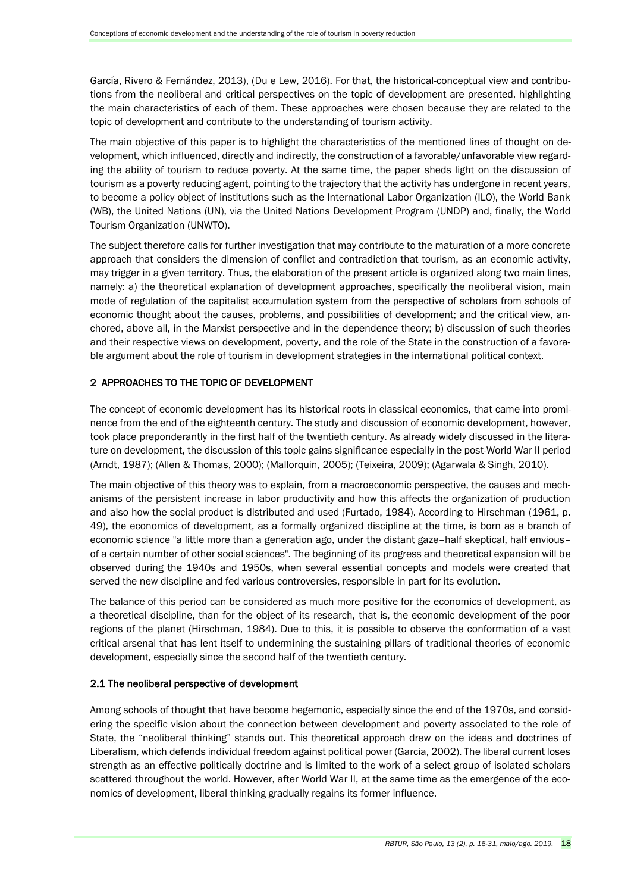García, Rivero & Fernández, 2013), (Du e Lew, 2016). For that, the historical-conceptual view and contributions from the neoliberal and critical perspectives on the topic of development are presented, highlighting the main characteristics of each of them. These approaches were chosen because they are related to the topic of development and contribute to the understanding of tourism activity.

The main objective of this paper is to highlight the characteristics of the mentioned lines of thought on development, which influenced, directly and indirectly, the construction of a favorable/unfavorable view regarding the ability of tourism to reduce poverty. At the same time, the paper sheds light on the discussion of tourism as a poverty reducing agent, pointing to the trajectory that the activity has undergone in recent years, to become a policy object of institutions such as the International Labor Organization (ILO), the World Bank (WB), the United Nations (UN), via the United Nations Development Program (UNDP) and, finally, the World Tourism Organization (UNWTO).

The subject therefore calls for further investigation that may contribute to the maturation of a more concrete approach that considers the dimension of conflict and contradiction that tourism, as an economic activity, may trigger in a given territory. Thus, the elaboration of the present article is organized along two main lines, namely: a) the theoretical explanation of development approaches, specifically the neoliberal vision, main mode of regulation of the capitalist accumulation system from the perspective of scholars from schools of economic thought about the causes, problems, and possibilities of development; and the critical view, anchored, above all, in the Marxist perspective and in the dependence theory; b) discussion of such theories and their respective views on development, poverty, and the role of the State in the construction of a favorable argument about the role of tourism in development strategies in the international political context.

## 2 APPROACHES TO THE TOPIC OF DEVELOPMENT

The concept of economic development has its historical roots in classical economics, that came into prominence from the end of the eighteenth century. The study and discussion of economic development, however, took place preponderantly in the first half of the twentieth century. As already widely discussed in the literature on development, the discussion of this topic gains significance especially in the post-World War II period (Arndt, 1987); (Allen & Thomas, 2000); (Mallorquin, 2005); (Teixeira, 2009); (Agarwala & Singh, 2010).

The main objective of this theory was to explain, from a macroeconomic perspective, the causes and mechanisms of the persistent increase in labor productivity and how this affects the organization of production and also how the social product is distributed and used (Furtado, 1984). According to Hirschman (1961, p. 49), the economics of development, as a formally organized discipline at the time, is born as a branch of economic science "a little more than a generation ago, under the distant gaze–half skeptical, half envious–of a certain number of other social sciences". The beginning of its progress and theoretical expansion will be observed during the 1940s and 1950s, when several essential concepts and models were created that served the new discipline and fed various controversies, responsible in part for its evolution.

The balance of this period can be considered as much more positive for the economics of development, as a theoretical discipline, than for the object of its research, that is, the economic development of the poor regions of the planet (Hirschman, 1984). Due to this, it is possible to observe the conformation of a vast critical arsenal that has lent itself to undermining the sustaining pillars of traditional theories of economic development, especially since the second half of the twentieth century.

### 2.1 The neoliberal perspective of development

Among schools of thought that have become hegemonic, especially since the end of the 1970s, and considering the specific vision about the connection between development and poverty associated to the role of State, the "neoliberal thinking" stands out. This theoretical approach drew on the ideas and doctrines of Liberalism, which defends individual freedom against political power (Garcia, 2002). The liberal current loses strength as an effective politically doctrine and is limited to the work of a select group of isolated scholars scattered throughout the world. However, after World War II, at the same time as the emergence of the economics of development, liberal thinking gradually regains its former influence.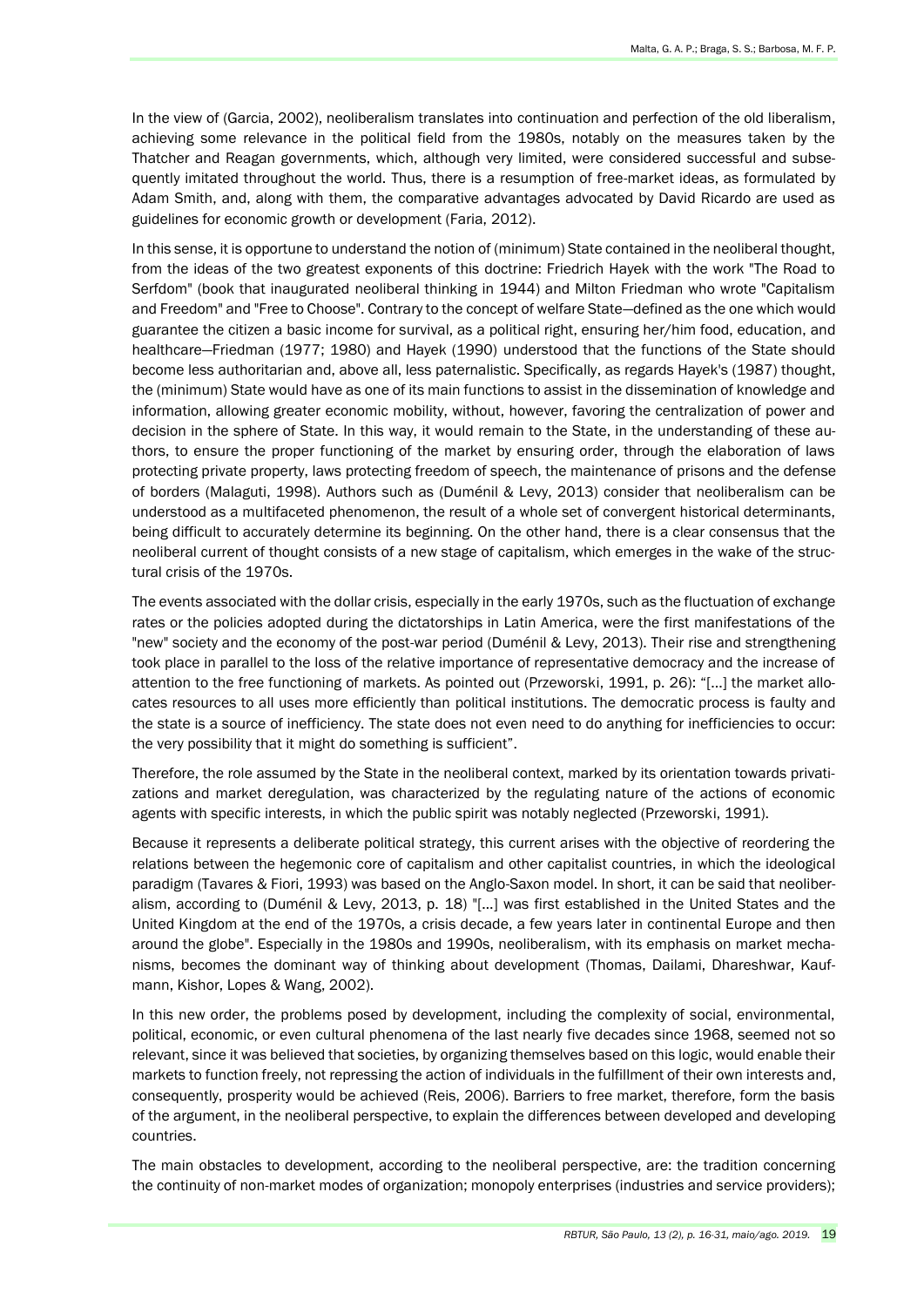In the view of (Garcia, 2002), neoliberalism translates into continuation and perfection of the old liberalism, achieving some relevance in the political field from the 1980s, notably on the measures taken by the Thatcher and Reagan governments, which, although very limited, were considered successful and subsequently imitated throughout the world. Thus, there is a resumption of free-market ideas, as formulated by Adam Smith, and, along with them, the comparative advantages advocated by David Ricardo are used as guidelines for economic growth or development (Faria, 2012).

In this sense, it is opportune to understand the notion of (minimum) State contained in the neoliberal thought, from the ideas of the two greatest exponents of this doctrine: Friedrich Hayek with the work "The Road to Serfdom" (book that inaugurated neoliberal thinking in 1944) and Milton Friedman who wrote "Capitalism and Freedom" and "Free to Choose". Contrary to the concept of welfare State—defined as the one which would guarantee the citizen a basic income for survival, as a political right, ensuring her/him food, education, and healthcare—Friedman (1977; 1980) and Hayek (1990) understood that the functions of the State should become less authoritarian and, above all, less paternalistic. Specifically, as regards Hayek's (1987) thought, the (minimum) State would have as one of its main functions to assist in the dissemination of knowledge and information, allowing greater economic mobility, without, however, favoring the centralization of power and decision in the sphere of State. In this way, it would remain to the State, in the understanding of these authors, to ensure the proper functioning of the market by ensuring order, through the elaboration of laws protecting private property, laws protecting freedom of speech, the maintenance of prisons and the defense of borders (Malaguti, 1998). Authors such as (Duménil & Levy, 2013) consider that neoliberalism can be understood as a multifaceted phenomenon, the result of a whole set of convergent historical determinants, being difficult to accurately determine its beginning. On the other hand, there is a clear consensus that the neoliberal current of thought consists of a new stage of capitalism, which emerges in the wake of the structural crisis of the 1970s.

The events associated with the dollar crisis, especially in the early 1970s, such as the fluctuation of exchange rates or the policies adopted during the dictatorships in Latin America, were the first manifestations of the "new" society and the economy of the post-war period (Duménil & Levy, 2013). Their rise and strengthening took place in parallel to the loss of the relative importance of representative democracy and the increase of attention to the free functioning of markets. As pointed out (Przeworski, 1991, p. 26): "[...] the market allocates resources to all uses more efficiently than political institutions. The democratic process is faulty and the state is a source of inefficiency. The state does not even need to do anything for inefficiencies to occur: the very possibility that it might do something is sufficient".

Therefore, the role assumed by the State in the neoliberal context, marked by its orientation towards privatizations and market deregulation, was characterized by the regulating nature of the actions of economic agents with specific interests, in which the public spirit was notably neglected (Przeworski, 1991).

Because it represents a deliberate political strategy, this current arises with the objective of reordering the relations between the hegemonic core of capitalism and other capitalist countries, in which the ideological paradigm (Tavares & Fiori, 1993) was based on the Anglo-Saxon model. In short, it can be said that neoliberalism, according to (Duménil & Levy, 2013, p. 18) "[...] was first established in the United States and the United Kingdom at the end of the 1970s, a crisis decade, a few years later in continental Europe and then around the globe". Especially in the 1980s and 1990s, neoliberalism, with its emphasis on market mechanisms, becomes the dominant way of thinking about development (Thomas, Dailami, Dhareshwar, Kaufmann, Kishor, Lopes & Wang, 2002).

In this new order, the problems posed by development, including the complexity of social, environmental, political, economic, or even cultural phenomena of the last nearly five decades since 1968, seemed not so relevant, since it was believed that societies, by organizing themselves based on this logic, would enable their markets to function freely, not repressing the action of individuals in the fulfillment of their own interests and, consequently, prosperity would be achieved (Reis, 2006). Barriers to free market, therefore, form the basis of the argument, in the neoliberal perspective, to explain the differences between developed and developing countries.

The main obstacles to development, according to the neoliberal perspective, are: the tradition concerning the continuity of non-market modes of organization; monopoly enterprises (industries and service providers);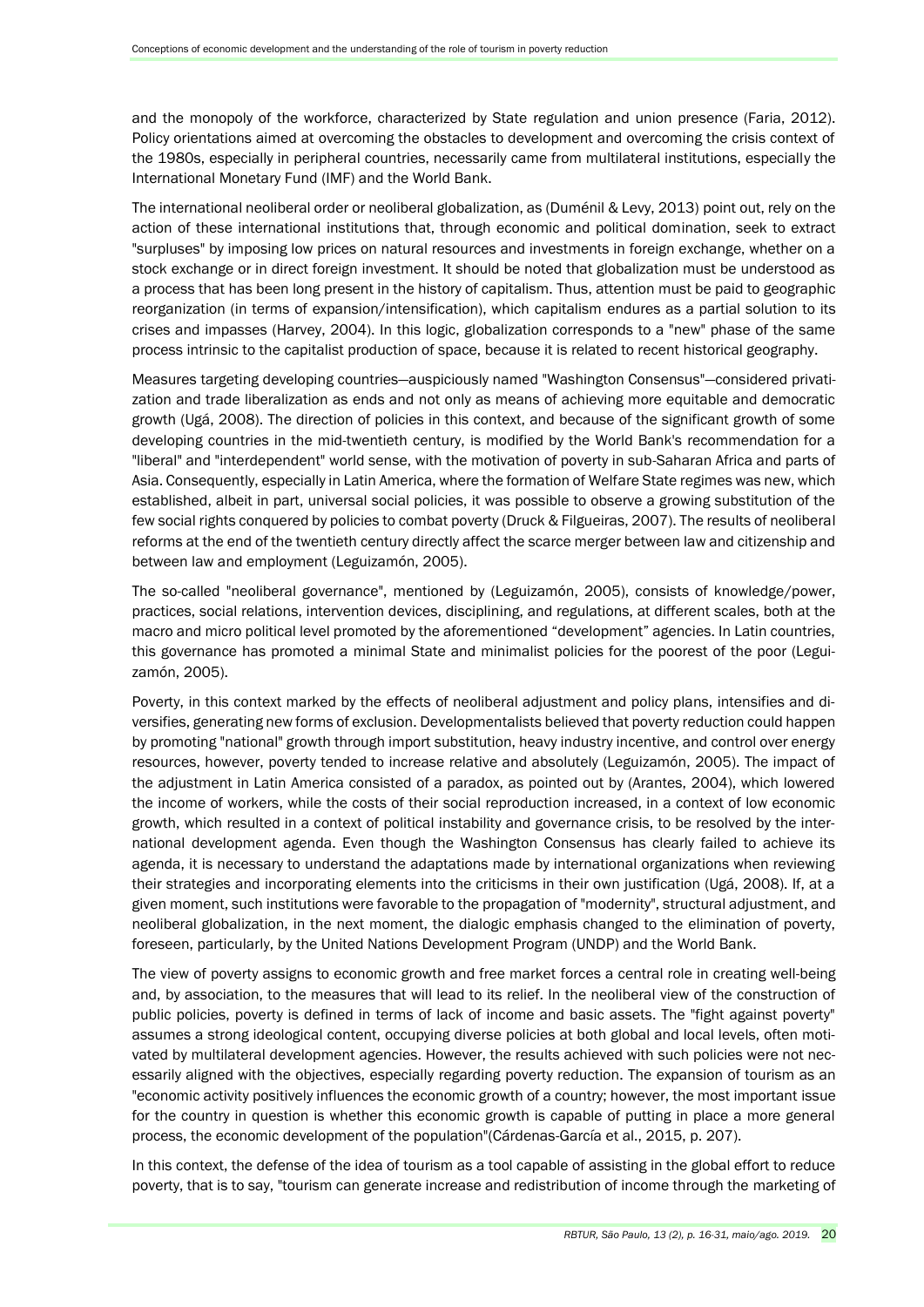and the monopoly of the workforce, characterized by State regulation and union presence (Faria, 2012). Policy orientations aimed at overcoming the obstacles to development and overcoming the crisis context of the 1980s, especially in peripheral countries, necessarily came from multilateral institutions, especially the International Monetary Fund (IMF) and the World Bank.

The international neoliberal order or neoliberal globalization, as (Duménil & Levy, 2013) point out, rely on the action of these international institutions that, through economic and political domination, seek to extract "surpluses" by imposing low prices on natural resources and investments in foreign exchange, whether on a stock exchange or in direct foreign investment. It should be noted that globalization must be understood as a process that has been long present in the history of capitalism. Thus, attention must be paid to geographic reorganization (in terms of expansion/intensification), which capitalism endures as a partial solution to its crises and impasses (Harvey, 2004). In this logic, globalization corresponds to a "new" phase of the same process intrinsic to the capitalist production of space, because it is related to recent historical geography.

Measures targeting developing countries—auspiciously named "Washington Consensus"—considered privatization and trade liberalization as ends and not only as means of achieving more equitable and democratic growth (Ugá, 2008). The direction of policies in this context, and because of the significant growth of some developing countries in the mid-twentieth century, is modified by the World Bank's recommendation for a "liberal" and "interdependent" world sense, with the motivation of poverty in sub-Saharan Africa and parts of Asia. Consequently, especially in Latin America, where the formation of Welfare State regimes was new, which established, albeit in part, universal social policies, it was possible to observe a growing substitution of the few social rights conquered by policies to combat poverty (Druck & Filgueiras, 2007). The results of neoliberal reforms at the end of the twentieth century directly affect the scarce merger between law and citizenship and between law and employment (Leguizamón, 2005).

The so-called "neoliberal governance", mentioned by (Leguizamón, 2005), consists of knowledge/power, practices, social relations, intervention devices, disciplining, and regulations, at different scales, both at the macro and micro political level promoted by the aforementioned "development" agencies. In Latin countries, this governance has promoted a minimal State and minimalist policies for the poorest of the poor (Leguizamón, 2005).

Poverty, in this context marked by the effects of neoliberal adjustment and policy plans, intensifies and diversifies, generating new forms of exclusion. Developmentalists believed that poverty reduction could happen by promoting "national" growth through import substitution, heavy industry incentive, and control over energy resources, however, poverty tended to increase relative and absolutely (Leguizamón, 2005). The impact of the adjustment in Latin America consisted of a paradox, as pointed out by (Arantes, 2004), which lowered the income of workers, while the costs of their social reproduction increased, in a context of low economic growth, which resulted in a context of political instability and governance crisis, to be resolved by the international development agenda. Even though the Washington Consensus has clearly failed to achieve its agenda, it is necessary to understand the adaptations made by international organizations when reviewing their strategies and incorporating elements into the criticisms in their own justification (Ugá, 2008). If, at a given moment, such institutions were favorable to the propagation of "modernity", structural adjustment, and neoliberal globalization, in the next moment, the dialogic emphasis changed to the elimination of poverty, foreseen, particularly, by the United Nations Development Program (UNDP) and the World Bank.

The view of poverty assigns to economic growth and free market forces a central role in creating well-being and, by association, to the measures that will lead to its relief. In the neoliberal view of the construction of public policies, poverty is defined in terms of lack of income and basic assets. The "fight against poverty" assumes a strong ideological content, occupying diverse policies at both global and local levels, often motivated by multilateral development agencies. However, the results achieved with such policies were not necessarily aligned with the objectives, especially regarding poverty reduction. The expansion of tourism as an "economic activity positively influences the economic growth of a country; however, the most important issue for the country in question is whether this economic growth is capable of putting in place a more general process, the economic development of the population"(Cárdenas-García et al., 2015, p. 207).

In this context, the defense of the idea of tourism as a tool capable of assisting in the global effort to reduce poverty, that is to say, "tourism can generate increase and redistribution of income through the marketing of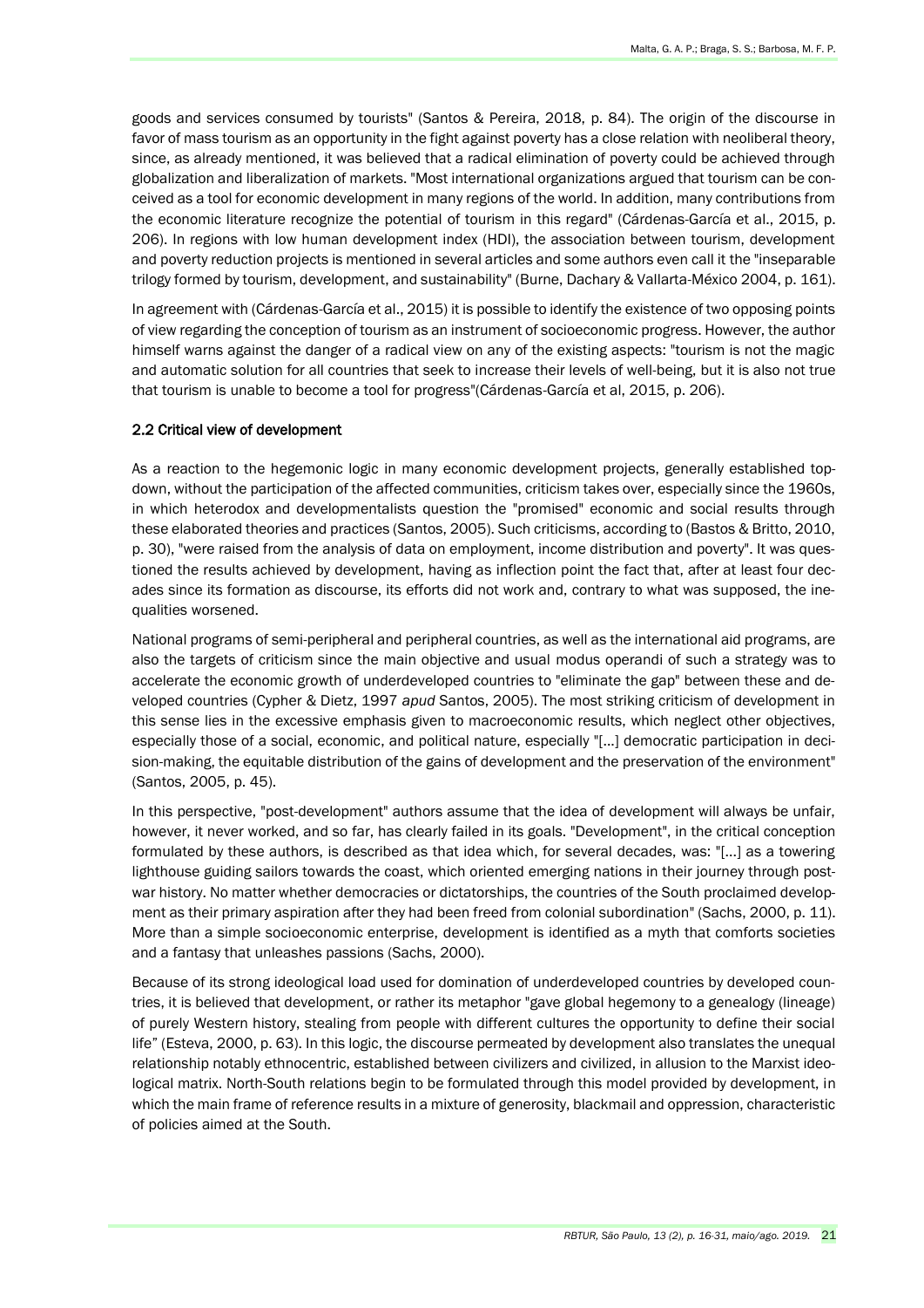goods and services consumed by tourists" (Santos & Pereira, 2018, p. 84). The origin of the discourse in favor of mass tourism as an opportunity in the fight against poverty has a close relation with neoliberal theory, since, as already mentioned, it was believed that a radical elimination of poverty could be achieved through globalization and liberalization of markets. "Most international organizations argued that tourism can be conceived as a tool for economic development in many regions of the world. In addition, many contributions from the economic literature recognize the potential of tourism in this regard" (Cárdenas-García et al., 2015, p. 206). In regions with low human development index (HDI), the association between tourism, development and poverty reduction projects is mentioned in several articles and some authors even call it the "inseparable trilogy formed by tourism, development, and sustainability" (Burne, Dachary & Vallarta-México 2004, p. 161).

In agreement with (Cárdenas-García et al., 2015) it is possible to identify the existence of two opposing points of view regarding the conception of tourism as an instrument of socioeconomic progress. However, the author himself warns against the danger of a radical view on any of the existing aspects: "tourism is not the magic and automatic solution for all countries that seek to increase their levels of well-being, but it is also not true that tourism is unable to become a tool for progress"(Cárdenas-García et al, 2015, p. 206).

### 2.2 Critical view of development

As a reaction to the hegemonic logic in many economic development projects, generally established top-down, without the participation of the affected communities, criticism takes over, especially since the 1960s, in which heterodox and developmentalists question the "promised" economic and social results through these elaborated theories and practices (Santos, 2005). Such criticisms, according to (Bastos & Britto, 2010, p. 30), "were raised from the analysis of data on employment, income distribution and poverty". It was questioned the results achieved by development, having as inflection point the fact that, after at least four decades since its formation as discourse, its efforts did not work and, contrary to what was supposed, the inequalities worsened.

National programs of semi-peripheral and peripheral countries, as well as the international aid programs, are also the targets of criticism since the main objective and usual modus operandi of such a strategy was to accelerate the economic growth of underdeveloped countries to "eliminate the gap" between these and developed countries (Cypher & Dietz, 1997 *apud* Santos, 2005). The most striking criticism of development in this sense lies in the excessive emphasis given to macroeconomic results, which neglect other objectives, especially those of a social, economic, and political nature, especially "[...] democratic participation in decision-making, the equitable distribution of the gains of development and the preservation of the environment" (Santos, 2005, p. 45).

In this perspective, "post-development" authors assume that the idea of development will always be unfair, however, it never worked, and so far, has clearly failed in its goals. "Development", in the critical conception formulated by these authors, is described as that idea which, for several decades, was: "[...] as a towering lighthouse guiding sailors towards the coast, which oriented emerging nations in their journey through post-war history. No matter whether democracies or dictatorships, the countries of the South proclaimed development as their primary aspiration after they had been freed from colonial subordination" (Sachs, 2000, p. 11). More than a simple socioeconomic enterprise, development is identified as a myth that comforts societies and a fantasy that unleashes passions (Sachs, 2000).

Because of its strong ideological load used for domination of underdeveloped countries by developed countries, it is believed that development, or rather its metaphor "gave global hegemony to a genealogy (lineage) of purely Western history, stealing from people with different cultures the opportunity to define their social life" (Esteva, 2000, p. 63). In this logic, the discourse permeated by development also translates the unequal relationship notably ethnocentric, established between civilizers and civilized, in allusion to the Marxist ideological matrix. North-South relations begin to be formulated through this model provided by development, in which the main frame of reference results in a mixture of generosity, blackmail and oppression, characteristic of policies aimed at the South.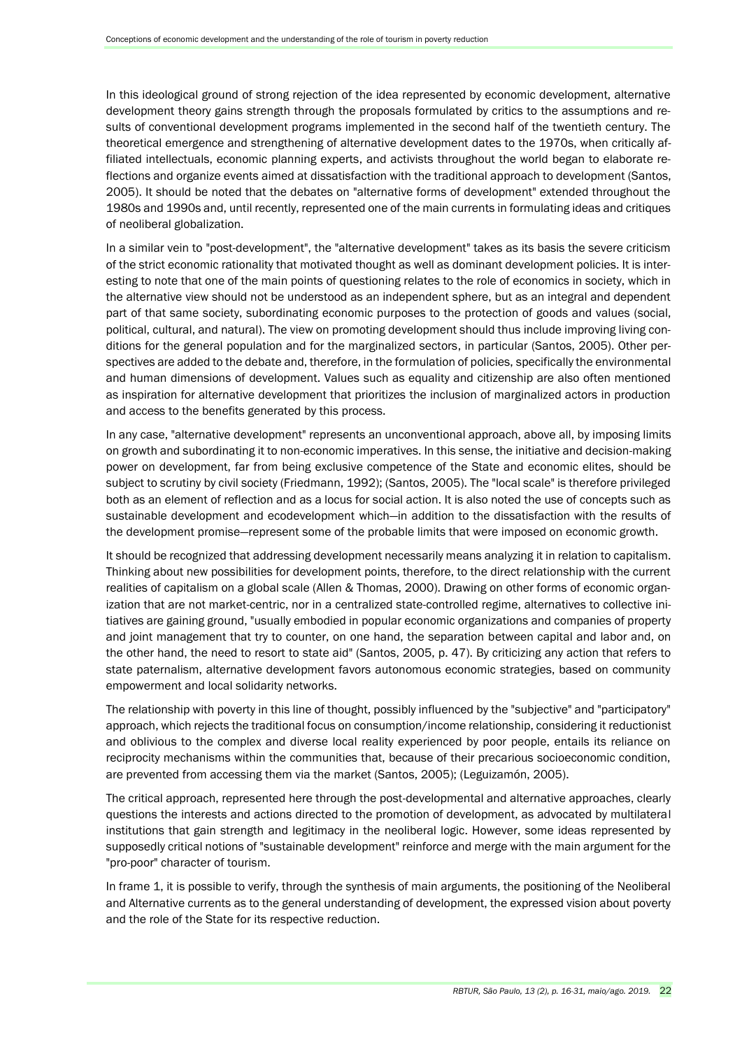In this ideological ground of strong rejection of the idea represented by economic development, alternative development theory gains strength through the proposals formulated by critics to the assumptions and results of conventional development programs implemented in the second half of the twentieth century. The theoretical emergence and strengthening of alternative development dates to the 1970s, when critically affiliated intellectuals, economic planning experts, and activists throughout the world began to elaborate reflections and organize events aimed at dissatisfaction with the traditional approach to development (Santos, 2005). It should be noted that the debates on "alternative forms of development" extended throughout the 1980s and 1990s and, until recently, represented one of the main currents in formulating ideas and critiques of neoliberal globalization.

In a similar vein to "post-development", the "alternative development" takes as its basis the severe criticism of the strict economic rationality that motivated thought as well as dominant development policies. It is interesting to note that one of the main points of questioning relates to the role of economics in society, which in the alternative view should not be understood as an independent sphere, but as an integral and dependent part of that same society, subordinating economic purposes to the protection of goods and values (social, political, cultural, and natural). The view on promoting development should thus include improving living conditions for the general population and for the marginalized sectors, in particular (Santos, 2005). Other perspectives are added to the debate and, therefore, in the formulation of policies, specifically the environmental and human dimensions of development. Values such as equality and citizenship are also often mentioned as inspiration for alternative development that prioritizes the inclusion of marginalized actors in production and access to the benefits generated by this process.

In any case, "alternative development" represents an unconventional approach, above all, by imposing limits on growth and subordinating it to non-economic imperatives. In this sense, the initiative and decision-making power on development, far from being exclusive competence of the State and economic elites, should be subject to scrutiny by civil society (Friedmann, 1992); (Santos, 2005). The "local scale" is therefore privileged both as an element of reflection and as a locus for social action. It is also noted the use of concepts such as sustainable development and ecodevelopment which—in addition to the dissatisfaction with the results of the development promise—represent some of the probable limits that were imposed on economic growth.

It should be recognized that addressing development necessarily means analyzing it in relation to capitalism. Thinking about new possibilities for development points, therefore, to the direct relationship with the current realities of capitalism on a global scale (Allen & Thomas, 2000). Drawing on other forms of economic organization that are not market-centric, nor in a centralized state-controlled regime, alternatives to collective initiatives are gaining ground, "usually embodied in popular economic organizations and companies of property and joint management that try to counter, on one hand, the separation between capital and labor and, on the other hand, the need to resort to state aid" (Santos, 2005, p. 47). By criticizing any action that refers to state paternalism, alternative development favors autonomous economic strategies, based on community empowerment and local solidarity networks.

The relationship with poverty in this line of thought, possibly influenced by the "subjective" and "participatory" approach, which rejects the traditional focus on consumption/income relationship, considering it reductionist and oblivious to the complex and diverse local reality experienced by poor people, entails its reliance on reciprocity mechanisms within the communities that, because of their precarious socioeconomic condition, are prevented from accessing them via the market (Santos, 2005); (Leguizamón, 2005).

The critical approach, represented here through the post-developmental and alternative approaches, clearly questions the interests and actions directed to the promotion of development, as advocated by multilateral institutions that gain strength and legitimacy in the neoliberal logic. However, some ideas represented by supposedly critical notions of "sustainable development" reinforce and merge with the main argument for the "pro-poor" character of tourism.

In frame 1, it is possible to verify, through the synthesis of main arguments, the positioning of the Neoliberal and Alternative currents as to the general understanding of development, the expressed vision about poverty and the role of the State for its respective reduction.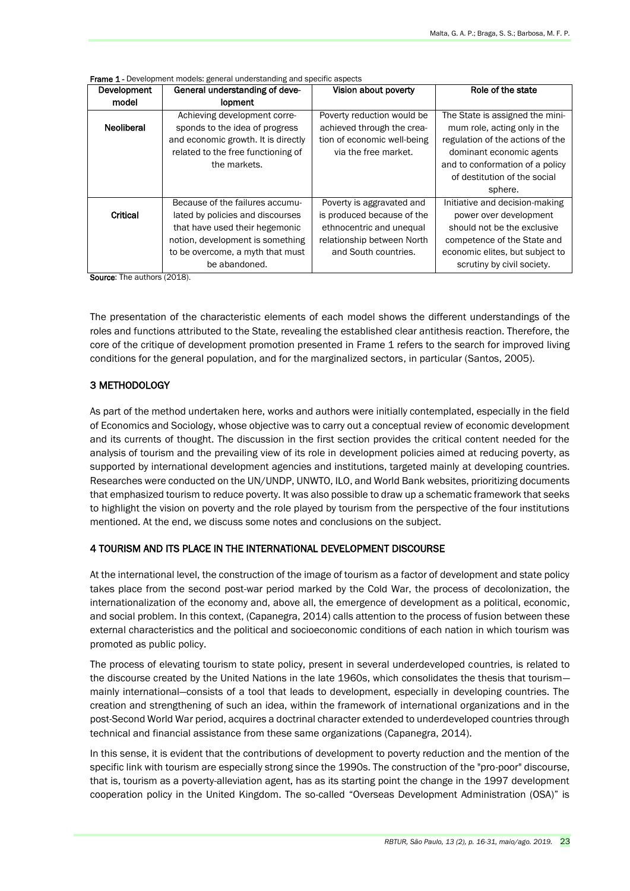**Frame 1** - Development models: general understanding and specific aspects

| Development model | General understanding of development | Vision about poverty | Role of the state |
|---|---|---|---|
| **Neoliberal** | Achieving development corresponds to the idea of progress and economic growth. It is directly related to the free functioning of the markets. | Poverty reduction would be achieved through the creation of economic well-being via the free market. | The State is assigned the minimum role, acting only in the regulation of the actions of the dominant economic agents and to conformation of a policy of destitution of the social sphere. |
| **Critical** | Because of the failures accumulated by policies and discourses that have used their hegemonic notion, development is something to be overcome, a myth that must be abandoned. | Poverty is aggravated and is produced because of the ethnocentric and unequal relationship between North and South countries. | Initiative and decision-making power over development should not be the exclusive competence of the State and economic elites, but subject to scrutiny by civil society. |

**Source**: The authors (2018).

The presentation of the characteristic elements of each model shows the different understandings of the roles and functions attributed to the State, revealing the established clear antithesis reaction. Therefore, the core of the critique of development promotion presented in Frame 1 refers to the search for improved living conditions for the general population, and for the marginalized sectors, in particular (Santos, 2005).

## 3 METHODOLOGY

As part of the method undertaken here, works and authors were initially contemplated, especially in the field of Economics and Sociology, whose objective was to carry out a conceptual review of economic development and its currents of thought. The discussion in the first section provides the critical content needed for the analysis of tourism and the prevailing view of its role in development policies aimed at reducing poverty, as supported by international development agencies and institutions, targeted mainly at developing countries. Researches were conducted on the UN/UNDP, UNWTO, ILO, and World Bank websites, prioritizing documents that emphasized tourism to reduce poverty. It was also possible to draw up a schematic framework that seeks to highlight the vision on poverty and the role played by tourism from the perspective of the four institutions mentioned. At the end, we discuss some notes and conclusions on the subject.

## 4 TOURISM AND ITS PLACE IN THE INTERNATIONAL DEVELOPMENT DISCOURSE

At the international level, the construction of the image of tourism as a factor of development and state policy takes place from the second post-war period marked by the Cold War, the process of decolonization, the internationalization of the economy and, above all, the emergence of development as a political, economic, and social problem. In this context, (Capanegra, 2014) calls attention to the process of fusion between these external characteristics and the political and socioeconomic conditions of each nation in which tourism was promoted as public policy.

The process of elevating tourism to state policy, present in several underdeveloped countries, is related to the discourse created by the United Nations in the late 1960s, which consolidates the thesis that tourism—mainly international—consists of a tool that leads to development, especially in developing countries. The creation and strengthening of such an idea, within the framework of international organizations and in the post-Second World War period, acquires a doctrinal character extended to underdeveloped countries through technical and financial assistance from these same organizations (Capanegra, 2014).

In this sense, it is evident that the contributions of development to poverty reduction and the mention of the specific link with tourism are especially strong since the 1990s. The construction of the "pro-poor" discourse, that is, tourism as a poverty-alleviation agent, has as its starting point the change in the 1997 development cooperation policy in the United Kingdom. The so-called "Overseas Development Administration (OSA)" is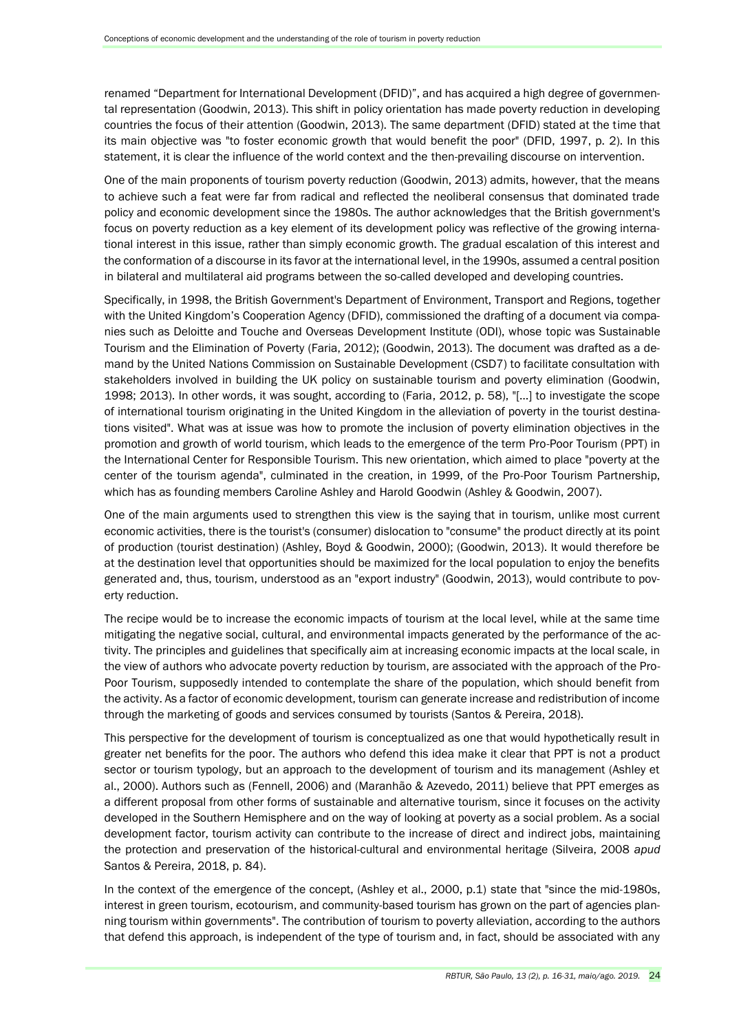renamed “Department for International Development (DFID)”, and has acquired a high degree of governmental representation (Goodwin, 2013). This shift in policy orientation has made poverty reduction in developing countries the focus of their attention (Goodwin, 2013). The same department (DFID) stated at the time that its main objective was "to foster economic growth that would benefit the poor" (DFID, 1997, p. 2). In this statement, it is clear the influence of the world context and the then-prevailing discourse on intervention.

One of the main proponents of tourism poverty reduction (Goodwin, 2013) admits, however, that the means to achieve such a feat were far from radical and reflected the neoliberal consensus that dominated trade policy and economic development since the 1980s. The author acknowledges that the British government's focus on poverty reduction as a key element of its development policy was reflective of the growing international interest in this issue, rather than simply economic growth. The gradual escalation of this interest and the conformation of a discourse in its favor at the international level, in the 1990s, assumed a central position in bilateral and multilateral aid programs between the so-called developed and developing countries.

Specifically, in 1998, the British Government's Department of Environment, Transport and Regions, together with the United Kingdom’s Cooperation Agency (DFID), commissioned the drafting of a document via companies such as Deloitte and Touche and Overseas Development Institute (ODI), whose topic was Sustainable Tourism and the Elimination of Poverty (Faria, 2012); (Goodwin, 2013). The document was drafted as a demand by the United Nations Commission on Sustainable Development (CSD7) to facilitate consultation with stakeholders involved in building the UK policy on sustainable tourism and poverty elimination (Goodwin, 1998; 2013). In other words, it was sought, according to (Faria, 2012, p. 58), "[...] to investigate the scope of international tourism originating in the United Kingdom in the alleviation of poverty in the tourist destinations visited". What was at issue was how to promote the inclusion of poverty elimination objectives in the promotion and growth of world tourism, which leads to the emergence of the term Pro-Poor Tourism (PPT) in the International Center for Responsible Tourism. This new orientation, which aimed to place "poverty at the center of the tourism agenda", culminated in the creation, in 1999, of the Pro-Poor Tourism Partnership, which has as founding members Caroline Ashley and Harold Goodwin (Ashley & Goodwin, 2007).

One of the main arguments used to strengthen this view is the saying that in tourism, unlike most current economic activities, there is the tourist's (consumer) dislocation to "consume" the product directly at its point of production (tourist destination) (Ashley, Boyd & Goodwin, 2000); (Goodwin, 2013). It would therefore be at the destination level that opportunities should be maximized for the local population to enjoy the benefits generated and, thus, tourism, understood as an "export industry" (Goodwin, 2013), would contribute to poverty reduction.

The recipe would be to increase the economic impacts of tourism at the local level, while at the same time mitigating the negative social, cultural, and environmental impacts generated by the performance of the activity. The principles and guidelines that specifically aim at increasing economic impacts at the local scale, in the view of authors who advocate poverty reduction by tourism, are associated with the approach of the Pro-Poor Tourism, supposedly intended to contemplate the share of the population, which should benefit from the activity. As a factor of economic development, tourism can generate increase and redistribution of income through the marketing of goods and services consumed by tourists (Santos & Pereira, 2018).

This perspective for the development of tourism is conceptualized as one that would hypothetically result in greater net benefits for the poor. The authors who defend this idea make it clear that PPT is not a product sector or tourism typology, but an approach to the development of tourism and its management (Ashley et al., 2000). Authors such as (Fennell, 2006) and (Maranhão & Azevedo, 2011) believe that PPT emerges as a different proposal from other forms of sustainable and alternative tourism, since it focuses on the activity developed in the Southern Hemisphere and on the way of looking at poverty as a social problem. As a social development factor, tourism activity can contribute to the increase of direct and indirect jobs, maintaining the protection and preservation of the historical-cultural and environmental heritage (Silveira, 2008 *apud* Santos & Pereira, 2018, p. 84).

In the context of the emergence of the concept, (Ashley et al., 2000, p.1) state that "since the mid-1980s, interest in green tourism, ecotourism, and community-based tourism has grown on the part of agencies planning tourism within governments". The contribution of tourism to poverty alleviation, according to the authors that defend this approach, is independent of the type of tourism and, in fact, should be associated with any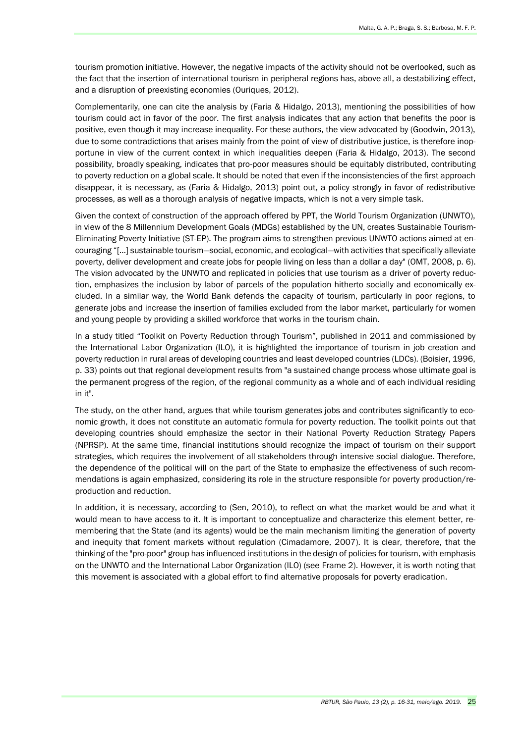tourism promotion initiative. However, the negative impacts of the activity should not be overlooked, such as the fact that the insertion of international tourism in peripheral regions has, above all, a destabilizing effect, and a disruption of preexisting economies (Ouriques, 2012).

Complementarily, one can cite the analysis by (Faria & Hidalgo, 2013), mentioning the possibilities of how tourism could act in favor of the poor. The first analysis indicates that any action that benefits the poor is positive, even though it may increase inequality. For these authors, the view advocated by (Goodwin, 2013), due to some contradictions that arises mainly from the point of view of distributive justice, is therefore inopportune in view of the current context in which inequalities deepen (Faria & Hidalgo, 2013). The second possibility, broadly speaking, indicates that pro-poor measures should be equitably distributed, contributing to poverty reduction on a global scale. It should be noted that even if the inconsistencies of the first approach disappear, it is necessary, as (Faria & Hidalgo, 2013) point out, a policy strongly in favor of redistributive processes, as well as a thorough analysis of negative impacts, which is not a very simple task.

Given the context of construction of the approach offered by PPT, the World Tourism Organization (UNWTO), in view of the 8 Millennium Development Goals (MDGs) established by the UN, creates Sustainable Tourism-Eliminating Poverty Initiative (ST-EP). The program aims to strengthen previous UNWTO actions aimed at encouraging "[...] sustainable tourism—social, economic, and ecological—with activities that specifically alleviate poverty, deliver development and create jobs for people living on less than a dollar a day" (OMT, 2008, p. 6). The vision advocated by the UNWTO and replicated in policies that use tourism as a driver of poverty reduction, emphasizes the inclusion by labor of parcels of the population hitherto socially and economically excluded. In a similar way, the World Bank defends the capacity of tourism, particularly in poor regions, to generate jobs and increase the insertion of families excluded from the labor market, particularly for women and young people by providing a skilled workforce that works in the tourism chain.

In a study titled "Toolkit on Poverty Reduction through Tourism", published in 2011 and commissioned by the International Labor Organization (ILO), it is highlighted the importance of tourism in job creation and poverty reduction in rural areas of developing countries and least developed countries (LDCs). (Boisier, 1996, p. 33) points out that regional development results from "a sustained change process whose ultimate goal is the permanent progress of the region, of the regional community as a whole and of each individual residing in it".

The study, on the other hand, argues that while tourism generates jobs and contributes significantly to economic growth, it does not constitute an automatic formula for poverty reduction. The toolkit points out that developing countries should emphasize the sector in their National Poverty Reduction Strategy Papers (NPRSP). At the same time, financial institutions should recognize the impact of tourism on their support strategies, which requires the involvement of all stakeholders through intensive social dialogue. Therefore, the dependence of the political will on the part of the State to emphasize the effectiveness of such recommendations is again emphasized, considering its role in the structure responsible for poverty production/reproduction and reduction.

In addition, it is necessary, according to (Sen, 2010), to reflect on what the market would be and what it would mean to have access to it. It is important to conceptualize and characterize this element better, remembering that the State (and its agents) would be the main mechanism limiting the generation of poverty and inequity that foment markets without regulation (Cimadamore, 2007). It is clear, therefore, that the thinking of the "pro-poor" group has influenced institutions in the design of policies for tourism, with emphasis on the UNWTO and the International Labor Organization (ILO) (see Frame 2). However, it is worth noting that this movement is associated with a global effort to find alternative proposals for poverty eradication.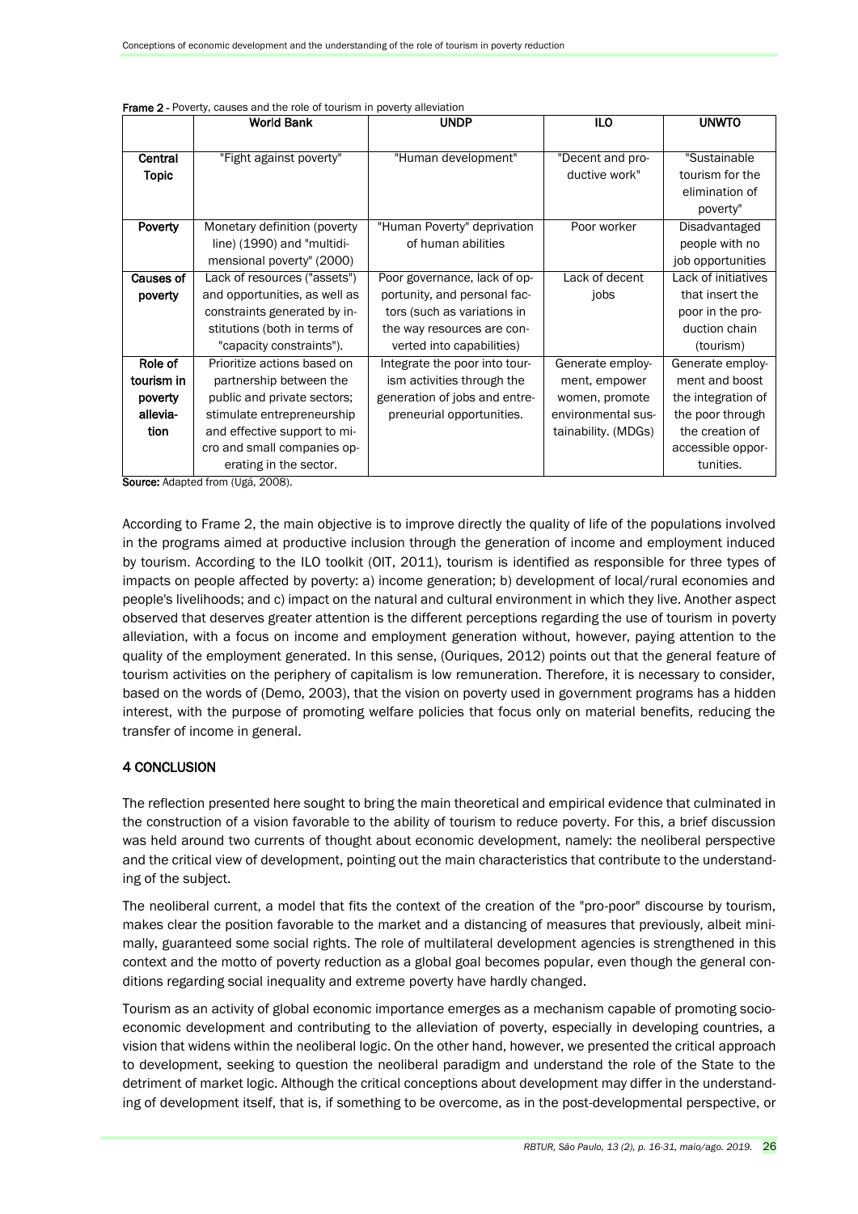**Frame 2** - Poverty, causes and the role of tourism in poverty alleviation

| | World Bank | UNDP | ILO | UNWTO |
|---|---|---|---|---|
| **Central Topic** | "Fight against poverty" | "Human development" | "Decent and productive work" | "Sustainable tourism for the elimination of poverty" |
| **Poverty** | Monetary definition (poverty line) (1990) and "multidimensional poverty" (2000) | "Human Poverty" deprivation of human abilities | Poor worker | Disadvantaged people with no job opportunities |
| **Causes of poverty** | Lack of resources ("assets") and opportunities, as well as constraints generated by institutions (both in terms of "capacity constraints"). | Poor governance, lack of opportunity, and personal factors (such as variations in the way resources are converted into capabilities) | Lack of decent jobs | Lack of initiatives that insert the poor in the production chain (tourism) |
| **Role of tourism in poverty alleviation** | Prioritize actions based on partnership between the public and private sectors; stimulate entrepreneurship and effective support to micro and small companies operating in the sector. | Integrate the poor into tourism activities through the generation of jobs and entrepreneurial opportunities. | Generate employment, empower women, promote environmental sustainability. (MDGs) | Generate employment and boost the integration of the poor through the creation of accessible opportunities. |

**Source:** Adapted from (Ugá, 2008).

According to Frame 2, the main objective is to improve directly the quality of life of the populations involved in the programs aimed at productive inclusion through the generation of income and employment induced by tourism. According to the ILO toolkit (OIT, 2011), tourism is identified as responsible for three types of impacts on people affected by poverty: a) income generation; b) development of local/rural economies and people's livelihoods; and c) impact on the natural and cultural environment in which they live. Another aspect observed that deserves greater attention is the different perceptions regarding the use of tourism in poverty alleviation, with a focus on income and employment generation without, however, paying attention to the quality of the employment generated. In this sense, (Ouriques, 2012) points out that the general feature of tourism activities on the periphery of capitalism is low remuneration. Therefore, it is necessary to consider, based on the words of (Demo, 2003), that the vision on poverty used in government programs has a hidden interest, with the purpose of promoting welfare policies that focus only on material benefits, reducing the transfer of income in general.

## 4 CONCLUSION

The reflection presented here sought to bring the main theoretical and empirical evidence that culminated in the construction of a vision favorable to the ability of tourism to reduce poverty. For this, a brief discussion was held around two currents of thought about economic development, namely: the neoliberal perspective and the critical view of development, pointing out the main characteristics that contribute to the understanding of the subject.

The neoliberal current, a model that fits the context of the creation of the "pro-poor" discourse by tourism, makes clear the position favorable to the market and a distancing of measures that previously, albeit minimally, guaranteed some social rights. The role of multilateral development agencies is strengthened in this context and the motto of poverty reduction as a global goal becomes popular, even though the general conditions regarding social inequality and extreme poverty have hardly changed.

Tourism as an activity of global economic importance emerges as a mechanism capable of promoting socioeconomic development and contributing to the alleviation of poverty, especially in developing countries, a vision that widens within the neoliberal logic. On the other hand, however, we presented the critical approach to development, seeking to question the neoliberal paradigm and understand the role of the State to the detriment of market logic. Although the critical conceptions about development may differ in the understanding of development itself, that is, if something to be overcome, as in the post-developmental perspective, or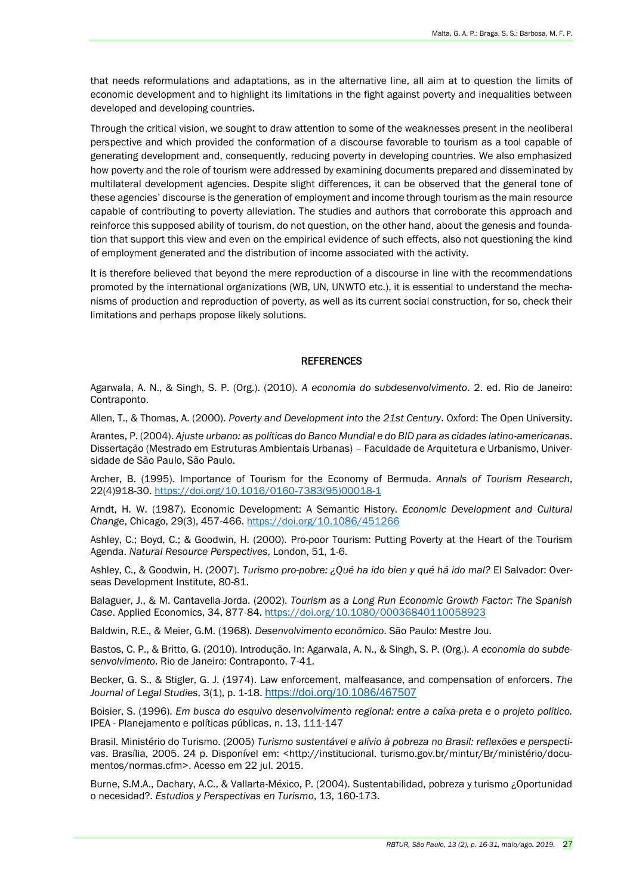that needs reformulations and adaptations, as in the alternative line, all aim at to question the limits of economic development and to highlight its limitations in the fight against poverty and inequalities between developed and developing countries.

Through the critical vision, we sought to draw attention to some of the weaknesses present in the neoliberal perspective and which provided the conformation of a discourse favorable to tourism as a tool capable of generating development and, consequently, reducing poverty in developing countries. We also emphasized how poverty and the role of tourism were addressed by examining documents prepared and disseminated by multilateral development agencies. Despite slight differences, it can be observed that the general tone of these agencies' discourse is the generation of employment and income through tourism as the main resource capable of contributing to poverty alleviation. The studies and authors that corroborate this approach and reinforce this supposed ability of tourism, do not question, on the other hand, about the genesis and foundation that support this view and even on the empirical evidence of such effects, also not questioning the kind of employment generated and the distribution of income associated with the activity.

It is therefore believed that beyond the mere reproduction of a discourse in line with the recommendations promoted by the international organizations (WB, UN, UNWTO etc.), it is essential to understand the mechanisms of production and reproduction of poverty, as well as its current social construction, for so, check their limitations and perhaps propose likely solutions.

## REFERENCES

Agarwala, A. N., & Singh, S. P. (Org.). (2010). *A economia do subdesenvolvimento*. 2. ed. Rio de Janeiro: Contraponto.

Allen, T., & Thomas, A. (2000). *Poverty and Development into the 21st Century*. Oxford: The Open University.

Arantes, P. (2004). *Ajuste urbano: as políticas do Banco Mundial e do BID para as cidades latino-americanas*. Dissertação (Mestrado em Estruturas Ambientais Urbanas) – Faculdade de Arquitetura e Urbanismo, Universidade de São Paulo, São Paulo.

Archer, B. (1995). Importance of Tourism for the Economy of Bermuda. *Annals of Tourism Research*, 22(4)918-30. https://doi.org/10.1016/0160-7383(95)00018-1

Arndt, H. W. (1987). Economic Development: A Semantic History. *Economic Development and Cultural Change*, Chicago, 29(3), 457-466. https://doi.org/10.1086/451266

Ashley, C.; Boyd, C.; & Goodwin, H. (2000). Pro-poor Tourism: Putting Poverty at the Heart of the Tourism Agenda. *Natural Resource Perspectives*, London, 51, 1-6.

Ashley, C., & Goodwin, H. (2007). *Turismo pro-pobre: ¿Qué ha ido bien y qué há ido mal?* El Salvador: Overseas Development Institute, 80-81.

Balaguer, J., & M. Cantavella-Jorda. (2002). *Tourism as a Long Run Economic Growth Factor: The Spanish Case*. Applied Economics, 34, 877-84. https://doi.org/10.1080/00036840110058923

Baldwin, R.E., & Meier, G.M. (1968). *Desenvolvimento econômico*. São Paulo: Mestre Jou.

Bastos, C. P., & Britto, G. (2010). Introdução. In: Agarwala, A. N., & Singh, S. P. (Org.). *A economia do subdesenvolvimento*. Rio de Janeiro: Contraponto, 7-41.

Becker, G. S., & Stigler, G. J. (1974). Law enforcement, malfeasance, and compensation of enforcers. *The Journal of Legal Studies*, 3(1), p. 1-18. https://doi.org/10.1086/467507

Boisier, S. (1996). *Em busca do esquivo desenvolvimento regional: entre a caixa-preta e o projeto político.* IPEA - Planejamento e políticas públicas, n. 13, 111-147

Brasil. Ministério do Turismo. (2005) *Turismo sustentável e alívio à pobreza no Brasil: reflexões e perspectivas*. Brasília, 2005. 24 p. Disponível em: <http://institucional. turismo.gov.br/mintur/Br/ministério/documentos/normas.cfm>. Acesso em 22 jul. 2015.

Burne, S.M.A., Dachary, A.C., & Vallarta-México, P. (2004). Sustentabilidad, pobreza y turismo ¿Oportunidad o necesidad?. *Estudios y Perspectivas en Turismo*, 13, 160-173.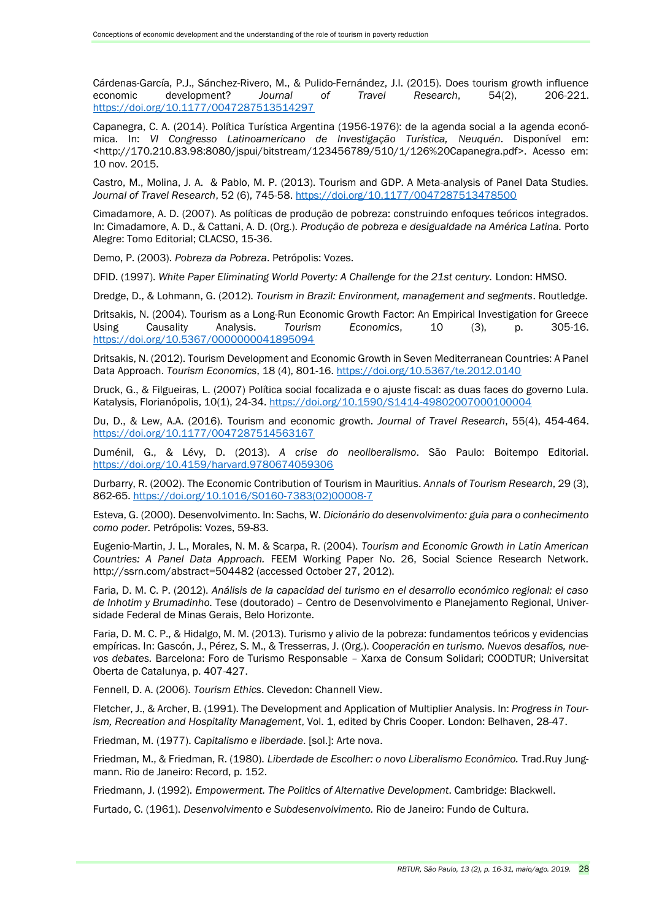Cárdenas-García, P.J., Sánchez-Rivero, M., & Pulido-Fernández, J.I. (2015). Does tourism growth influence economic development? *Journal of Travel Research*, 54(2), 206-221. https://doi.org/10.1177/0047287513514297

Capanegra, C. A. (2014). Política Turística Argentina (1956-1976): de la agenda social a la agenda económica. In: *VI Congresso Latinoamericano de Investigação Turística, Neuquén*. Disponível em: <http://170.210.83.98:8080/jspui/bitstream/123456789/510/1/126%20Capanegra.pdf>. Acesso em: 10 nov. 2015.

Castro, M., Molina, J. A. & Pablo, M. P. (2013). Tourism and GDP. A Meta-analysis of Panel Data Studies. *Journal of Travel Research*, 52 (6), 745-58. https://doi.org/10.1177/0047287513478500

Cimadamore, A. D. (2007). As políticas de produção de pobreza: construindo enfoques teóricos integrados. In: Cimadamore, A. D., & Cattani, A. D. (Org.). *Produção de pobreza e desigualdade na América Latina.* Porto Alegre: Tomo Editorial; CLACSO, 15-36.

Demo, P. (2003). *Pobreza da Pobreza*. Petrópolis: Vozes.

DFID. (1997). *White Paper Eliminating World Poverty: A Challenge for the 21st century.* London: HMSO.

Dredge, D., & Lohmann, G. (2012). *Tourism in Brazil: Environment, management and segments*. Routledge.

Dritsakis, N. (2004). Tourism as a Long-Run Economic Growth Factor: An Empirical Investigation for Greece Using Causality Analysis. *Tourism Economics*, 10 (3), p. 305-16. https://doi.org/10.5367/0000000041895094

Dritsakis, N. (2012). Tourism Development and Economic Growth in Seven Mediterranean Countries: A Panel Data Approach. *Tourism Economics*, 18 (4), 801-16. https://doi.org/10.5367/te.2012.0140

Druck, G., & Filgueiras, L. (2007) Política social focalizada e o ajuste fiscal: as duas faces do governo Lula. Katalysis, Florianópolis, 10(1), 24-34. https://doi.org/10.1590/S1414-49802007000100004

Du, D., & Lew, A.A. (2016). Tourism and economic growth. *Journal of Travel Research*, 55(4), 454-464. https://doi.org/10.1177/0047287514563167

Duménil, G., & Lévy, D. (2013). *A crise do neoliberalismo*. São Paulo: Boitempo Editorial. https://doi.org/10.4159/harvard.9780674059306

Durbarry, R. (2002). The Economic Contribution of Tourism in Mauritius. *Annals of Tourism Research*, 29 (3), 862-65. https://doi.org/10.1016/S0160-7383(02)00008-7

Esteva, G. (2000). Desenvolvimento. In: Sachs, W. *Dicionário do desenvolvimento: guia para o conhecimento como poder.* Petrópolis: Vozes, 59-83.

Eugenio-Martin, J. L., Morales, N. M. & Scarpa, R. (2004). *Tourism and Economic Growth in Latin American Countries: A Panel Data Approach.* FEEM Working Paper No. 26, Social Science Research Network. http://ssrn.com/abstract=504482 (accessed October 27, 2012).

Faria, D. M. C. P. (2012). *Análisis de la capacidad del turismo en el desarrollo económico regional: el caso de Inhotim y Brumadinho.* Tese (doutorado) – Centro de Desenvolvimento e Planejamento Regional, Universidade Federal de Minas Gerais, Belo Horizonte.

Faria, D. M. C. P., & Hidalgo, M. M. (2013). Turismo y alivio de la pobreza: fundamentos teóricos y evidencias empíricas. In: Gascón, J., Pérez, S. M., & Tresserras, J. (Org.). *Cooperación en turismo. Nuevos desafíos, nuevos debates.* Barcelona: Foro de Turismo Responsable – Xarxa de Consum Solidari; COODTUR; Universitat Oberta de Catalunya, p. 407-427.

Fennell, D. A. (2006). *Tourism Ethics*. Clevedon: Channell View.

Fletcher, J., & Archer, B. (1991). The Development and Application of Multiplier Analysis. In: *Progress in Tourism, Recreation and Hospitality Management*, Vol. 1, edited by Chris Cooper. London: Belhaven, 28-47.

Friedman, M. (1977). *Capitalismo e liberdade*. [sol.]: Arte nova.

Friedman, M., & Friedman, R. (1980). *Liberdade de Escolher: o novo Liberalismo Econômico.* Trad.Ruy Jungmann. Rio de Janeiro: Record, p. 152.

Friedmann, J. (1992). *Empowerment. The Politics of Alternative Development*. Cambridge: Blackwell.

Furtado, C. (1961). *Desenvolvimento e Subdesenvolvimento.* Rio de Janeiro: Fundo de Cultura.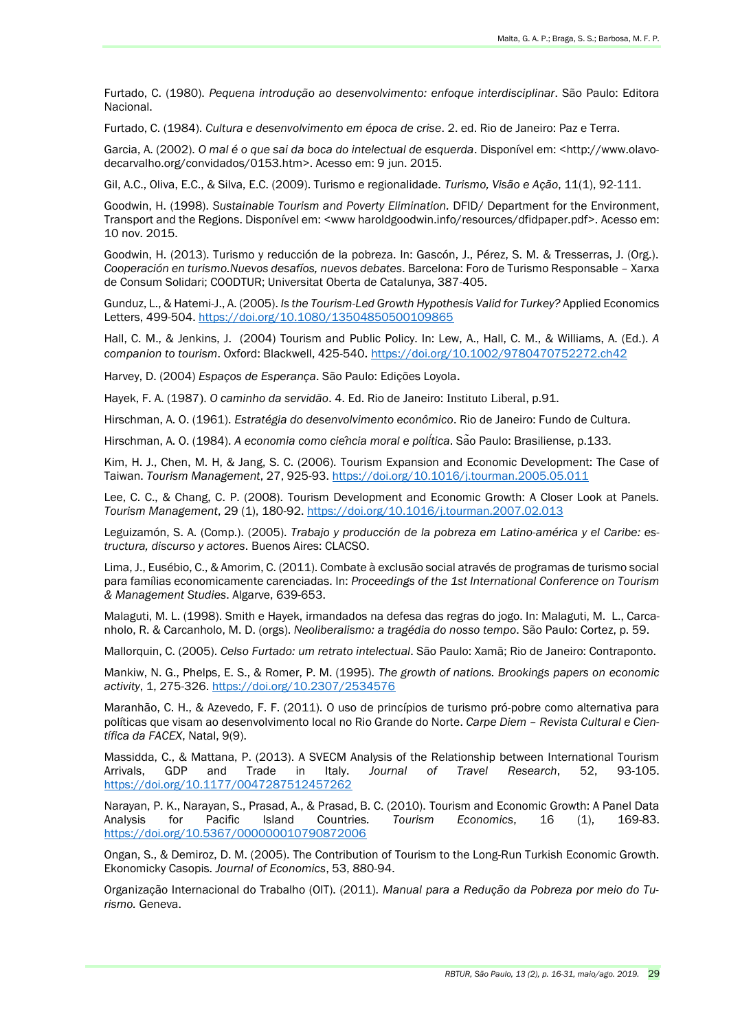Furtado, C. (1980). *Pequena introdução ao desenvolvimento: enfoque interdisciplinar*. São Paulo: Editora Nacional.

Furtado, C. (1984). *Cultura e desenvolvimento em época de crise*. 2. ed. Rio de Janeiro: Paz e Terra.

Garcia, A. (2002). *O mal é o que sai da boca do intelectual de esquerda*. Disponível em: <http://www.olavo-decarvalho.org/convidados/0153.htm>. Acesso em: 9 jun. 2015.

Gil, A.C., Oliva, E.C., & Silva, E.C. (2009). Turismo e regionalidade. *Turismo, Visão e Ação*, 11(1), 92-111.

Goodwin, H. (1998). *Sustainable Tourism and Poverty Elimination.* DFID/ Department for the Environment, Transport and the Regions. Disponível em: <www haroldgoodwin.info/resources/dfidpaper.pdf>. Acesso em: 10 nov. 2015.

Goodwin, H. (2013). Turismo y reducción de la pobreza. In: Gascón, J., Pérez, S. M. & Tresserras, J. (Org.). *Cooperación en turismo.Nuevos desafíos, nuevos debates*. Barcelona: Foro de Turismo Responsable – Xarxa de Consum Solidari; COODTUR; Universitat Oberta de Catalunya, 387-405.

Gunduz, L., & Hatemi-J., A. (2005). *Is the Tourism-Led Growth Hypothesis Valid for Turkey?* Applied Economics Letters, 499-504. https://doi.org/10.1080/13504850500109865

Hall, C. M., & Jenkins, J. (2004) Tourism and Public Policy. In: Lew, A., Hall, C. M., & Williams, A. (Ed.). *A companion to tourism*. Oxford: Blackwell, 425-540. https://doi.org/10.1002/9780470752272.ch42

Harvey, D. (2004) *Espaços de Esperança*. São Paulo: Edições Loyola.

Hayek, F. A. (1987). *O caminho da servidão*. 4. Ed. Rio de Janeiro: Instituto Liberal, p.91.

Hirschman, A. O. (1961). *Estratégia do desenvolvimento econômico*. Rio de Janeiro: Fundo de Cultura.

Hirschman, A. O. (1984). *A economia como ciência moral e política*. São Paulo: Brasiliense, p.133.

Kim, H. J., Chen, M. H, & Jang, S. C. (2006). Tourism Expansion and Economic Development: The Case of Taiwan. *Tourism Management*, 27, 925-93. https://doi.org/10.1016/j.tourman.2005.05.011

Lee, C. C., & Chang, C. P. (2008). Tourism Development and Economic Growth: A Closer Look at Panels. *Tourism Management*, 29 (1), 180-92. https://doi.org/10.1016/j.tourman.2007.02.013

Leguizamón, S. A. (Comp.). (2005). *Trabajo y producción de la pobreza em Latino-américa y el Caribe: estructura, discurso y actores*. Buenos Aires: CLACSO.

Lima, J., Eusébio, C., & Amorim, C. (2011). Combate à exclusão social através de programas de turismo social para famílias economicamente carenciadas. In: *Proceedings of the 1st International Conference on Tourism & Management Studies*. Algarve, 639-653.

Malaguti, M. L. (1998). Smith e Hayek, irmandados na defesa das regras do jogo. In: Malaguti, M. L., Carcanholo, R. & Carcanholo, M. D. (orgs). *Neoliberalismo: a tragédia do nosso tempo*. São Paulo: Cortez, p. 59.

Mallorquin, C. (2005). *Celso Furtado: um retrato intelectual*. São Paulo: Xamã; Rio de Janeiro: Contraponto.

Mankiw, N. G., Phelps, E. S., & Romer, P. M. (1995). *The growth of nations. Brookings papers on economic activity*, 1, 275-326. https://doi.org/10.2307/2534576

Maranhão, C. H., & Azevedo, F. F. (2011). O uso de princípios de turismo pró-pobre como alternativa para políticas que visam ao desenvolvimento local no Rio Grande do Norte. *Carpe Diem – Revista Cultural e Científica da FACEX*, Natal, 9(9).

Massidda, C., & Mattana, P. (2013). A SVECM Analysis of the Relationship between International Tourism Arrivals, GDP and Trade in Italy. *Journal of Travel Research*, 52, 93-105. https://doi.org/10.1177/0047287512457262

Narayan, P. K., Narayan, S., Prasad, A., & Prasad, B. C. (2010). Tourism and Economic Growth: A Panel Data Analysis for Pacific Island Countries. *Tourism Economics*, 16 (1), 169-83. https://doi.org/10.5367/000000010790872006

Ongan, S., & Demiroz, D. M. (2005). The Contribution of Tourism to the Long-Run Turkish Economic Growth. Ekonomicky Casopis. *Journal of Economics*, 53, 880-94.

Organização Internacional do Trabalho (OIT). (2011). *Manual para a Redução da Pobreza por meio do Turismo.* Geneva.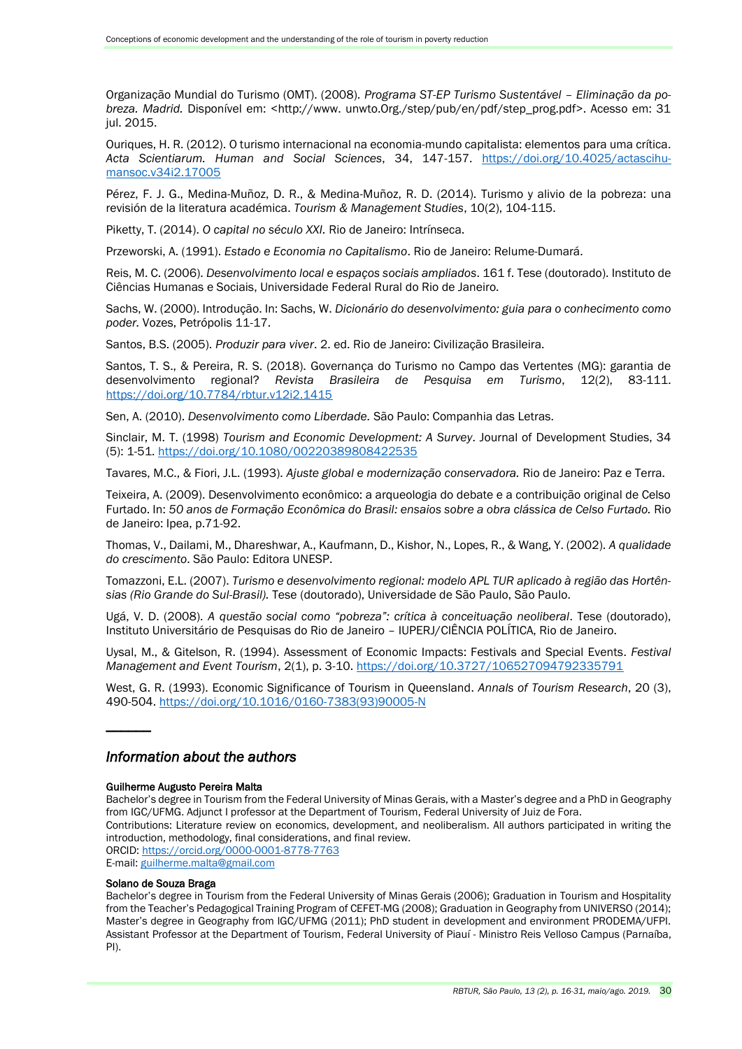Organização Mundial do Turismo (OMT). (2008). *Programa ST-EP Turismo Sustentável – Eliminação da pobreza. Madrid.* Disponível em: <http://www. unwto.Org./step/pub/en/pdf/step_prog.pdf>. Acesso em: 31 jul. 2015.

Ouriques, H. R. (2012). O turismo internacional na economia-mundo capitalista: elementos para uma crítica. *Acta Scientiarum. Human and Social Sciences*, 34, 147-157. https://doi.org/10.4025/actascihumansoc.v34i2.17005

Pérez, F. J. G., Medina-Muñoz, D. R., & Medina-Muñoz, R. D. (2014). Turismo y alivio de la pobreza: una revisión de la literatura académica. *Tourism & Management Studies*, 10(2), 104-115.

Piketty, T. (2014). *O capital no século XXI*. Rio de Janeiro: Intrínseca.

Przeworski, A. (1991). *Estado e Economia no Capitalismo*. Rio de Janeiro: Relume-Dumará.

Reis, M. C. (2006). *Desenvolvimento local e espaços sociais ampliados*. 161 f. Tese (doutorado). Instituto de Ciências Humanas e Sociais, Universidade Federal Rural do Rio de Janeiro.

Sachs, W. (2000). Introdução. In: Sachs, W. *Dicionário do desenvolvimento: guia para o conhecimento como poder.* Vozes, Petrópolis 11-17.

Santos, B.S. (2005). *Produzir para viver*. 2. ed. Rio de Janeiro: Civilização Brasileira.

Santos, T. S., & Pereira, R. S. (2018). Governança do Turismo no Campo das Vertentes (MG): garantia de desenvolvimento regional? *Revista Brasileira de Pesquisa em Turismo*, 12(2), 83-111. https://doi.org/10.7784/rbtur.v12i2.1415

Sen, A. (2010). *Desenvolvimento como Liberdade.* São Paulo: Companhia das Letras.

Sinclair, M. T. (1998) *Tourism and Economic Development: A Survey*. Journal of Development Studies, 34 (5): 1-51. https://doi.org/10.1080/00220389808422535

Tavares, M.C., & Fiori, J.L. (1993). *Ajuste global e modernização conservadora.* Rio de Janeiro: Paz e Terra.

Teixeira, A. (2009). Desenvolvimento econômico: a arqueologia do debate e a contribuição original de Celso Furtado. In: *50 anos de Formação Econômica do Brasil: ensaios sobre a obra clássica de Celso Furtado.* Rio de Janeiro: Ipea, p.71-92.

Thomas, V., Dailami, M., Dhareshwar, A., Kaufmann, D., Kishor, N., Lopes, R., & Wang, Y. (2002). *A qualidade do crescimento*. São Paulo: Editora UNESP.

Tomazzoni, E.L. (2007). *Turismo e desenvolvimento regional: modelo APL TUR aplicado à região das Hortênsias (Rio Grande do Sul-Brasil).* Tese (doutorado), Universidade de São Paulo, São Paulo.

Ugá, V. D. (2008). *A questão social como "pobreza": crítica à conceituação neoliberal*. Tese (doutorado), Instituto Universitário de Pesquisas do Rio de Janeiro – IUPERJ/CIÊNCIA POLÍTICA, Rio de Janeiro.

Uysal, M., & Gitelson, R. (1994). Assessment of Economic Impacts: Festivals and Special Events. *Festival Management and Event Tourism*, 2(1), p. 3-10. https://doi.org/10.3727/106527094792335791

West, G. R. (1993). Economic Significance of Tourism in Queensland. *Annals of Tourism Research*, 20 (3), 490-504. https://doi.org/10.1016/0160-7383(93)90005-N

---

## *Information about the authors*

**Guilherme Augusto Pereira Malta**

Bachelor's degree in Tourism from the Federal University of Minas Gerais, with a Master's degree and a PhD in Geography from IGC/UFMG. Adjunct I professor at the Department of Tourism, Federal University of Juiz de Fora.
Contributions: Literature review on economics, development, and neoliberalism. All authors participated in writing the introduction, methodology, final considerations, and final review.
ORCID: https://orcid.org/0000-0001-8778-7763
E-mail: guilherme.malta@gmail.com

**Solano de Souza Braga**

Bachelor's degree in Tourism from the Federal University of Minas Gerais (2006); Graduation in Tourism and Hospitality from the Teacher's Pedagogical Training Program of CEFET-MG (2008); Graduation in Geography from UNIVERSO (2014); Master's degree in Geography from IGC/UFMG (2011); PhD student in development and environment PRODEMA/UFPI. Assistant Professor at the Department of Tourism, Federal University of Piauí - Ministro Reis Velloso Campus (Parnaíba, PI).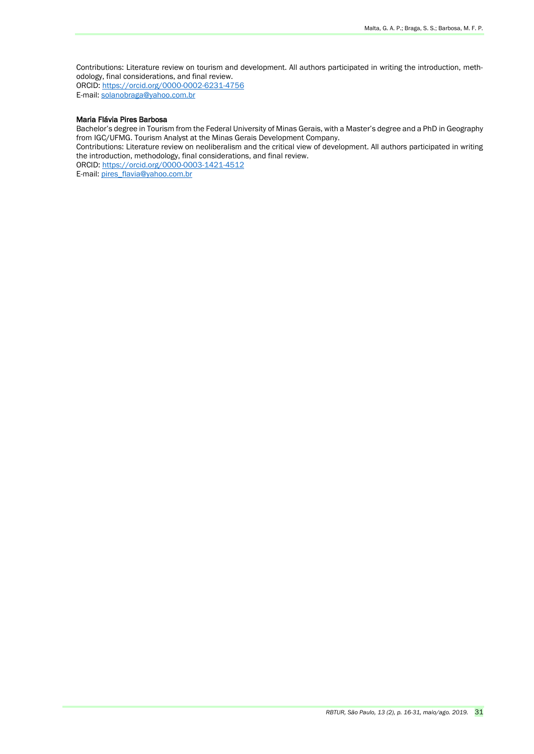Contributions: Literature review on tourism and development. All authors participated in writing the introduction, methodology, final considerations, and final review.
ORCID: https://orcid.org/0000-0002-6231-4756
E-mail: solanobraga@yahoo.com.br

**Maria Flávia Pires Barbosa**
Bachelor's degree in Tourism from the Federal University of Minas Gerais, with a Master's degree and a PhD in Geography from IGC/UFMG. Tourism Analyst at the Minas Gerais Development Company.
Contributions: Literature review on neoliberalism and the critical view of development. All authors participated in writing the introduction, methodology, final considerations, and final review.
ORCID: https://orcid.org/0000-0003-1421-4512
E-mail: pires_flavia@yahoo.com.br